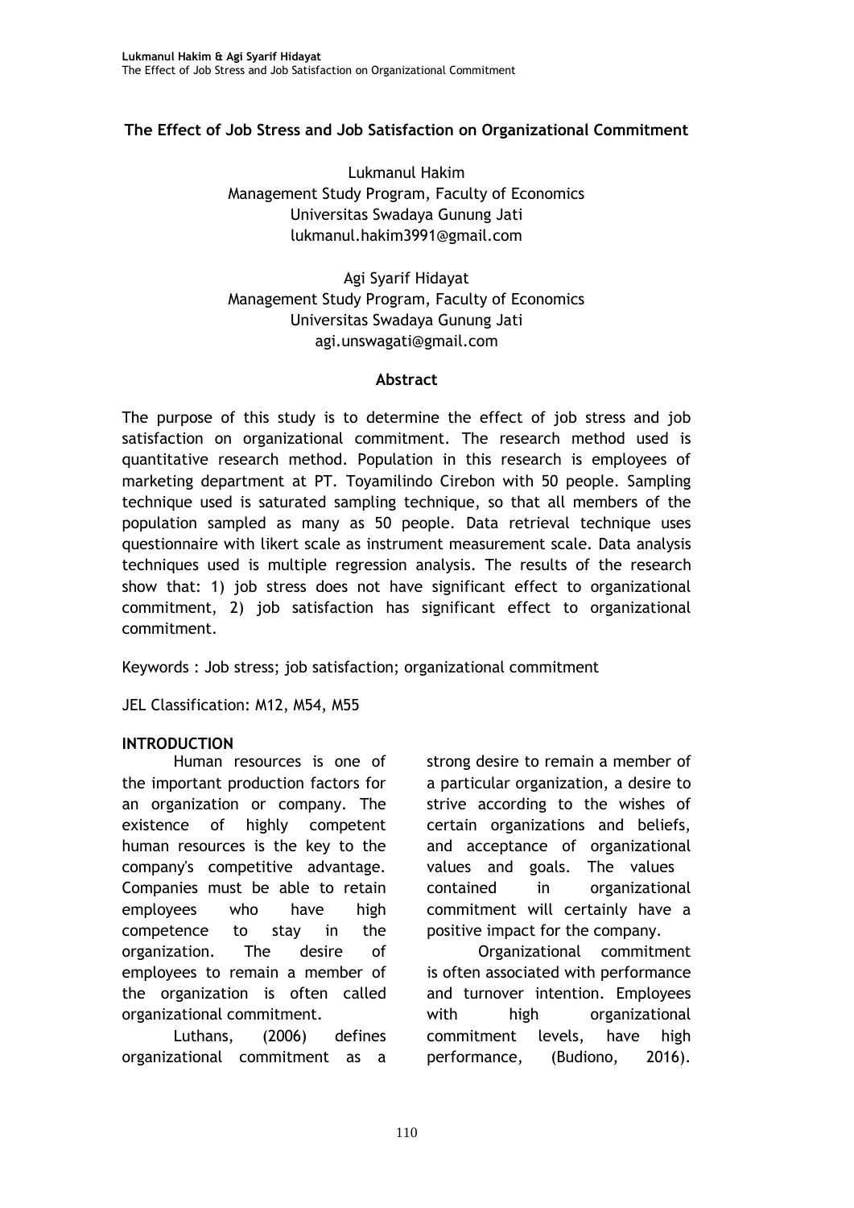# The Effect of Job Stress and Job Satisfaction on Organizational Commitment

Lukmanul Hakim
Management Study Program, Faculty of Economics
Universitas Swadaya Gunung Jati
lukmanul.hakim3991@gmail.com

Agi Syarif Hidayat
Management Study Program, Faculty of Economics
Universitas Swadaya Gunung Jati
agi.unswagati@gmail.com

## Abstract

The purpose of this study is to determine the effect of job stress and job satisfaction on organizational commitment. The research method used is quantitative research method. Population in this research is employees of marketing department at PT. Toyamilindo Cirebon with 50 people. Sampling technique used is saturated sampling technique, so that all members of the population sampled as many as 50 people. Data retrieval technique uses questionnaire with likert scale as instrument measurement scale. Data analysis techniques used is multiple regression analysis. The results of the research show that: 1) job stress does not have significant effect to organizational commitment, 2) job satisfaction has significant effect to organizational commitment.

Keywords : Job stress; job satisfaction; organizational commitment

JEL Classification: M12, M54, M55

## INTRODUCTION

Human resources is one of the important production factors for an organization or company. The existence of highly competent human resources is the key to the company's competitive advantage. Companies must be able to retain employees who have high competence to stay in the organization. The desire of employees to remain a member of the organization is often called organizational commitment.

Luthans, (2006) defines organizational commitment as a strong desire to remain a member of a particular organization, a desire to strive according to the wishes of certain organizations and beliefs, and acceptance of organizational values and goals. The values contained in organizational commitment will certainly have a positive impact for the company.

Organizational commitment is often associated with performance and turnover intention. Employees with high organizational commitment levels, have high performance, (Budiono, 2016).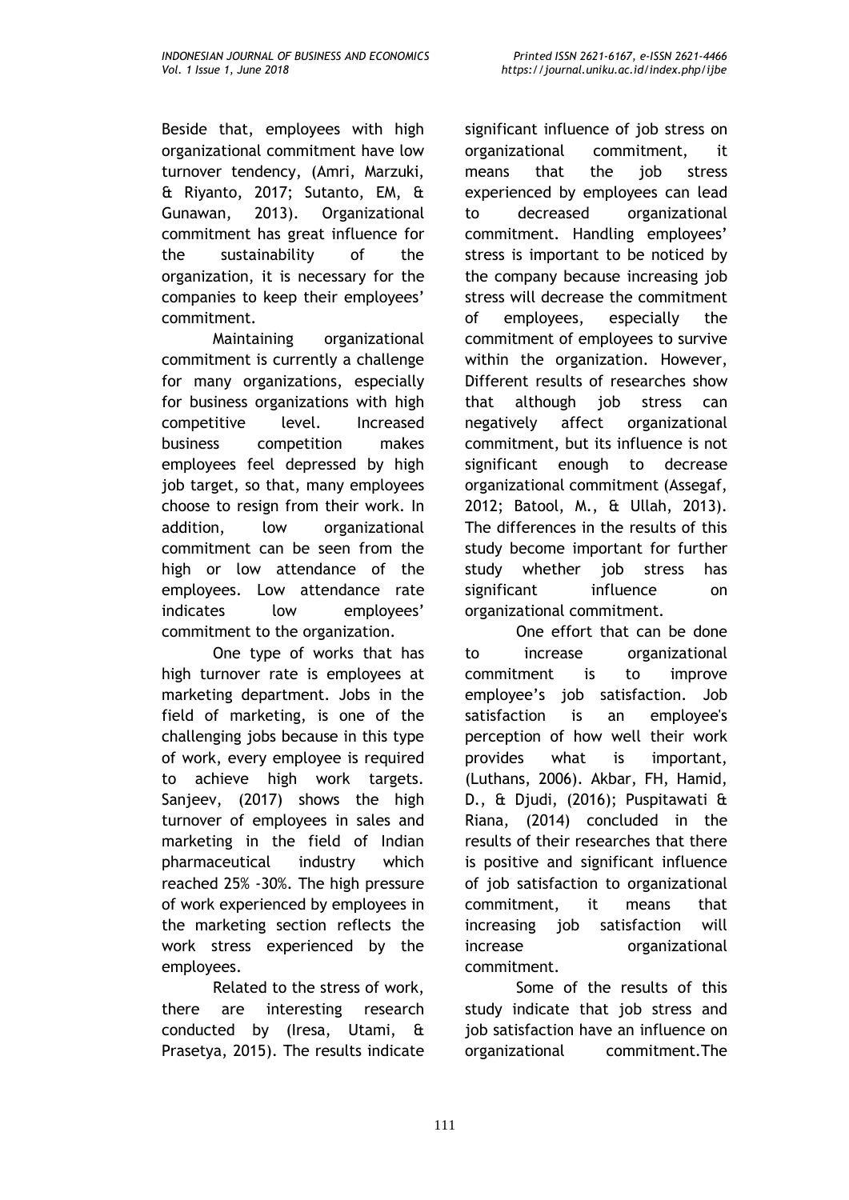Beside that, employees with high organizational commitment have low turnover tendency, (Amri, Marzuki, & Riyanto, 2017; Sutanto, EM, & Gunawan, 2013). Organizational commitment has great influence for the sustainability of the organization, it is necessary for the companies to keep their employees' commitment.

Maintaining organizational commitment is currently a challenge for many organizations, especially for business organizations with high competitive level. Increased business competition makes employees feel depressed by high job target, so that, many employees choose to resign from their work. In addition, low organizational commitment can be seen from the high or low attendance of the employees. Low attendance rate indicates low employees' commitment to the organization.

One type of works that has high turnover rate is employees at marketing department. Jobs in the field of marketing, is one of the challenging jobs because in this type of work, every employee is required to achieve high work targets. Sanjeev, (2017) shows the high turnover of employees in sales and marketing in the field of Indian pharmaceutical industry which reached 25% -30%. The high pressure of work experienced by employees in the marketing section reflects the work stress experienced by the employees.

Related to the stress of work, there are interesting research conducted by (Iresa, Utami, & Prasetya, 2015). The results indicate significant influence of job stress on organizational commitment, it means that the job stress experienced by employees can lead to decreased organizational commitment. Handling employees' stress is important to be noticed by the company because increasing job stress will decrease the commitment of employees, especially the commitment of employees to survive within the organization. However, Different results of researches show that although job stress can negatively affect organizational commitment, but its influence is not significant enough to decrease organizational commitment (Assegaf, 2012; Batool, M., & Ullah, 2013). The differences in the results of this study become important for further study whether job stress has significant influence on organizational commitment.

One effort that can be done to increase organizational commitment is to improve employee's job satisfaction. Job satisfaction is an employee's perception of how well their work provides what is important, (Luthans, 2006). Akbar, FH, Hamid, D., & Djudi, (2016); Puspitawati & Riana, (2014) concluded in the results of their researches that there is positive and significant influence of job satisfaction to organizational commitment, it means that increasing job satisfaction will increase organizational commitment.

Some of the results of this study indicate that job stress and job satisfaction have an influence on organizational commitment.The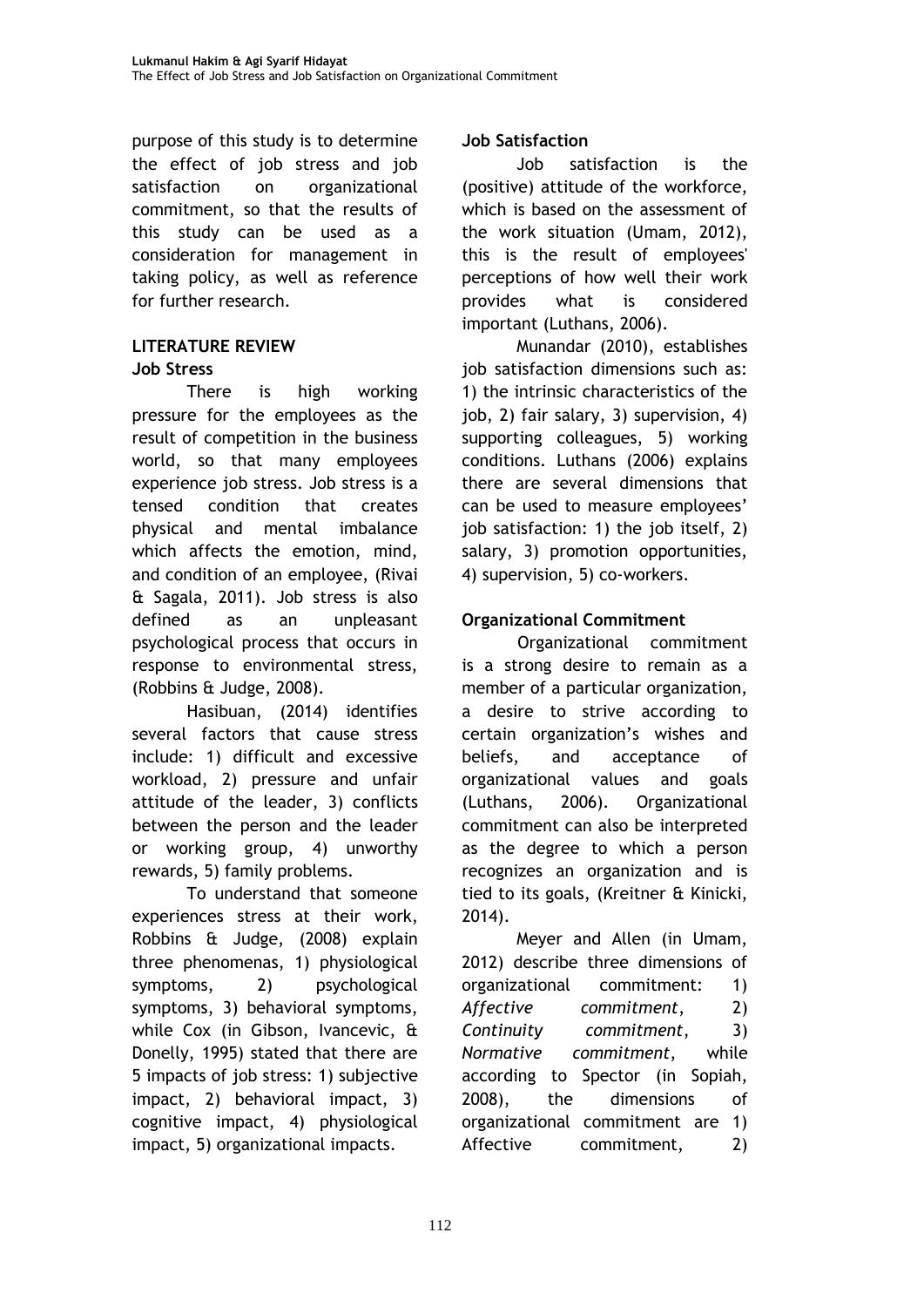purpose of this study is to determine the effect of job stress and job satisfaction on organizational commitment, so that the results of this study can be used as a consideration for management in taking policy, as well as reference for further research.

## LITERATURE REVIEW

### Job Stress

There is high working pressure for the employees as the result of competition in the business world, so that many employees experience job stress. Job stress is a tensed condition that creates physical and mental imbalance which affects the emotion, mind, and condition of an employee, (Rivai & Sagala, 2011). Job stress is also defined as an unpleasant psychological process that occurs in response to environmental stress, (Robbins & Judge, 2008).

Hasibuan, (2014) identifies several factors that cause stress include: 1) difficult and excessive workload, 2) pressure and unfair attitude of the leader, 3) conflicts between the person and the leader or working group, 4) unworthy rewards, 5) family problems.

To understand that someone experiences stress at their work, Robbins & Judge, (2008) explain three phenomenas, 1) physiological symptoms, 2) psychological symptoms, 3) behavioral symptoms, while Cox (in Gibson, Ivancevic, & Donelly, 1995) stated that there are 5 impacts of job stress: 1) subjective impact, 2) behavioral impact, 3) cognitive impact, 4) physiological impact, 5) organizational impacts.

### Job Satisfaction

Job satisfaction is the (positive) attitude of the workforce, which is based on the assessment of the work situation (Umam, 2012), this is the result of employees' perceptions of how well their work provides what is considered important (Luthans, 2006).

Munandar (2010), establishes job satisfaction dimensions such as: 1) the intrinsic characteristics of the job, 2) fair salary, 3) supervision, 4) supporting colleagues, 5) working conditions. Luthans (2006) explains there are several dimensions that can be used to measure employees' job satisfaction: 1) the job itself, 2) salary, 3) promotion opportunities, 4) supervision, 5) co-workers.

### Organizational Commitment

Organizational commitment is a strong desire to remain as a member of a particular organization, a desire to strive according to certain organization's wishes and beliefs, and acceptance of organizational values and goals (Luthans, 2006). Organizational commitment can also be interpreted as the degree to which a person recognizes an organization and is tied to its goals, (Kreitner & Kinicki, 2014).

Meyer and Allen (in Umam, 2012) describe three dimensions of organizational commitment: 1) *Affective commitment*, 2) *Continuity commitment*, 3) *Normative commitment*, while according to Spector (in Sopiah, 2008), the dimensions of organizational commitment are 1) Affective commitment, 2)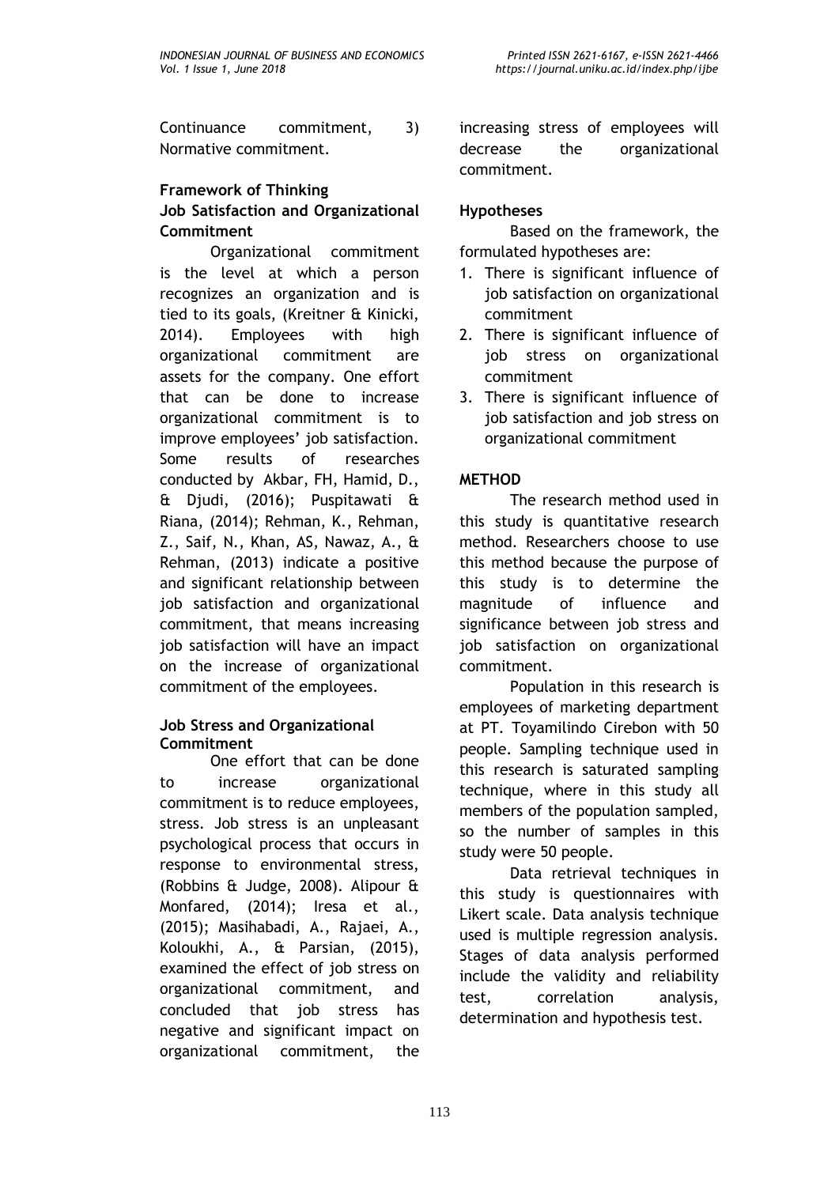Continuance commitment, 3) Normative commitment.

## Framework of Thinking

### Job Satisfaction and Organizational Commitment

Organizational commitment is the level at which a person recognizes an organization and is tied to its goals, (Kreitner & Kinicki, 2014). Employees with high organizational commitment are assets for the company. One effort that can be done to increase organizational commitment is to improve employees' job satisfaction. Some results of researches conducted by Akbar, FH, Hamid, D., & Djudi, (2016); Puspitawati & Riana, (2014); Rehman, K., Rehman, Z., Saif, N., Khan, AS, Nawaz, A., & Rehman, (2013) indicate a positive and significant relationship between job satisfaction and organizational commitment, that means increasing job satisfaction will have an impact on the increase of organizational commitment of the employees.

### Job Stress and Organizational Commitment

One effort that can be done to increase organizational commitment is to reduce employees, stress. Job stress is an unpleasant psychological process that occurs in response to environmental stress, (Robbins & Judge, 2008). Alipour & Monfared, (2014); Iresa et al., (2015); Masihabadi, A., Rajaei, A., Koloukhi, A., & Parsian, (2015), examined the effect of job stress on organizational commitment, and concluded that job stress has negative and significant impact on organizational commitment, the increasing stress of employees will decrease the organizational commitment.

## Hypotheses

Based on the framework, the formulated hypotheses are:

1. There is significant influence of job satisfaction on organizational commitment
2. There is significant influence of job stress on organizational commitment
3. There is significant influence of job satisfaction and job stress on organizational commitment

## METHOD

The research method used in this study is quantitative research method. Researchers choose to use this method because the purpose of this study is to determine the magnitude of influence and significance between job stress and job satisfaction on organizational commitment.

Population in this research is employees of marketing department at PT. Toyamilindo Cirebon with 50 people. Sampling technique used in this research is saturated sampling technique, where in this study all members of the population sampled, so the number of samples in this study were 50 people.

Data retrieval techniques in this study is questionnaires with Likert scale. Data analysis technique used is multiple regression analysis. Stages of data analysis performed include the validity and reliability test, correlation analysis, determination and hypothesis test.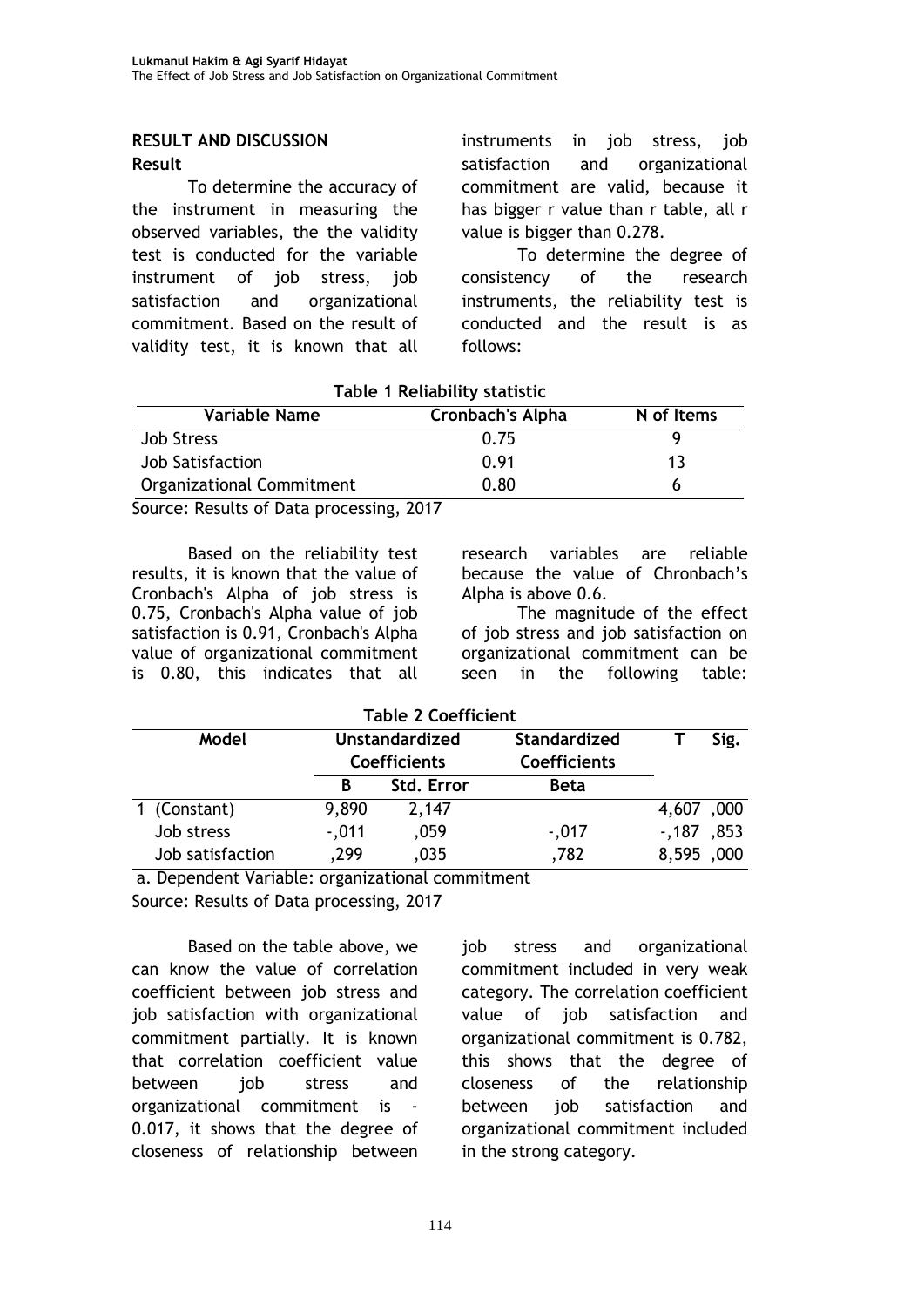## RESULT AND DISCUSSION

### Result

To determine the accuracy of the instrument in measuring the observed variables, the the validity test is conducted for the variable instrument of job stress, job satisfaction and organizational commitment. Based on the result of validity test, it is known that all instruments in job stress, job satisfaction and organizational commitment are valid, because it has bigger r value than r table, all r value is bigger than 0.278.

To determine the degree of consistency of the research instruments, the reliability test is conducted and the result is as follows:

**Table 1 Reliability statistic**

| Variable Name | Cronbach's Alpha | N of Items |
|---|---|---|
| Job Stress | 0.75 | 9 |
| Job Satisfaction | 0.91 | 13 |
| Organizational Commitment | 0.80 | 6 |

Source: Results of Data processing, 2017

Based on the reliability test results, it is known that the value of Cronbach's Alpha of job stress is 0.75, Cronbach's Alpha value of job satisfaction is 0.91, Cronbach's Alpha value of organizational commitment is 0.80, this indicates that all research variables are reliable because the value of Chronbach's Alpha is above 0.6.

The magnitude of the effect of job stress and job satisfaction on organizational commitment can be seen in the following table:

**Table 2 Coefficient**

| Model | Unstandardized Coefficients | | Standardized Coefficients | T | Sig. |
|---|---|---|---|---|---|
| | B | Std. Error | Beta | | |
| 1 (Constant) | 9,890 | 2,147 | | 4,607 | ,000 |
| Job stress | -,011 | ,059 | -,017 | -,187 | ,853 |
| Job satisfaction | ,299 | ,035 | ,782 | 8,595 | ,000 |

a. Dependent Variable: organizational commitment

Source: Results of Data processing, 2017

Based on the table above, we can know the value of correlation coefficient between job stress and job satisfaction with organizational commitment partially. It is known that correlation coefficient value between job stress and organizational commitment is -0.017, it shows that the degree of closeness of relationship between job stress and organizational commitment included in very weak category. The correlation coefficient value of job satisfaction and organizational commitment is 0.782, this shows that the degree of closeness of the relationship between job satisfaction and organizational commitment included in the strong category.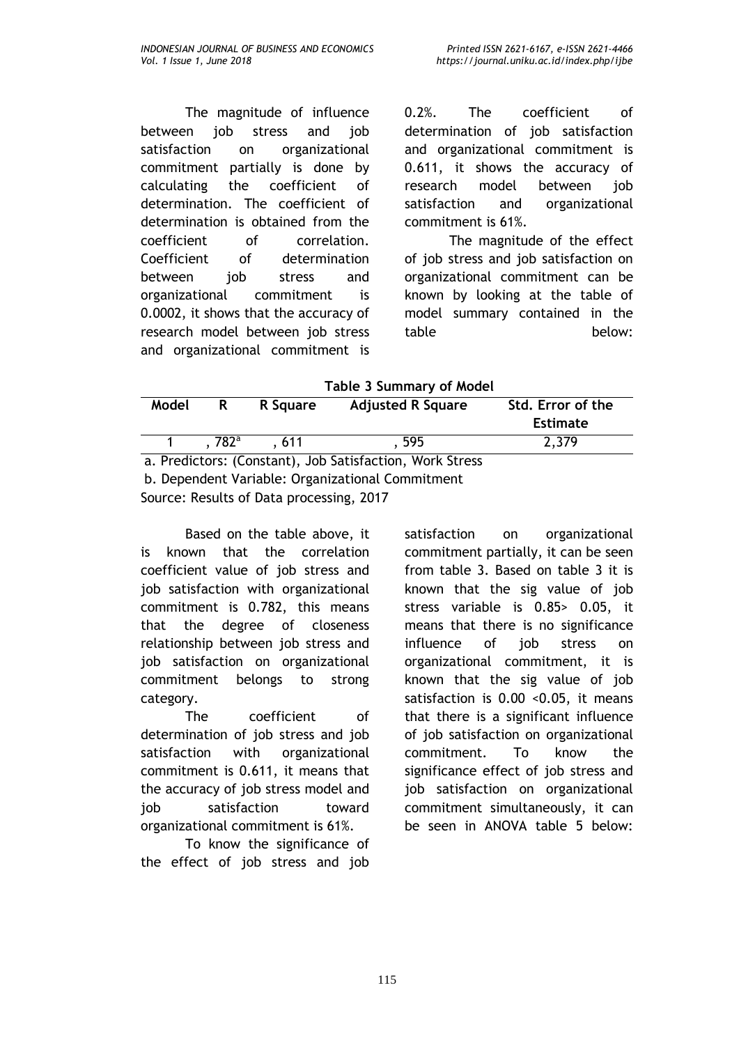The magnitude of influence between job stress and job satisfaction on organizational commitment partially is done by calculating the coefficient of determination. The coefficient of determination is obtained from the coefficient of correlation. Coefficient of determination between job stress and organizational commitment is 0.0002, it shows that the accuracy of research model between job stress and organizational commitment is 0.2%. The coefficient of determination of job satisfaction and organizational commitment is 0.611, it shows the accuracy of research model between job satisfaction and organizational commitment is 61%.

The magnitude of the effect of job stress and job satisfaction on organizational commitment can be known by looking at the table of model summary contained in the table below:

**Table 3 Summary of Model**

| Model | R | R Square | Adjusted R Square | Std. Error of the Estimate |
|---|---|---|---|---|
| 1 | , 782[a] | , 611 | , 595 | 2,379 |

a. Predictors: (Constant), Job Satisfaction, Work Stress

b. Dependent Variable: Organizational Commitment

Source: Results of Data processing, 2017

Based on the table above, it is known that the correlation coefficient value of job stress and job satisfaction with organizational commitment is 0.782, this means that the degree of closeness relationship between job stress and job satisfaction on organizational commitment belongs to strong category.

The coefficient of determination of job stress and job satisfaction with organizational commitment is 0.611, it means that the accuracy of job stress model and job satisfaction toward organizational commitment is 61%.

To know the significance of the effect of job stress and job satisfaction on organizational commitment partially, it can be seen from table 3. Based on table 3 it is known that the sig value of job stress variable is 0.85> 0.05, it means that there is no significance influence of job stress on organizational commitment, it is known that the sig value of job satisfaction is 0.00 <0.05, it means that there is a significant influence of job satisfaction on organizational commitment. To know the significance effect of job stress and job satisfaction on organizational commitment simultaneously, it can be seen in ANOVA table 5 below: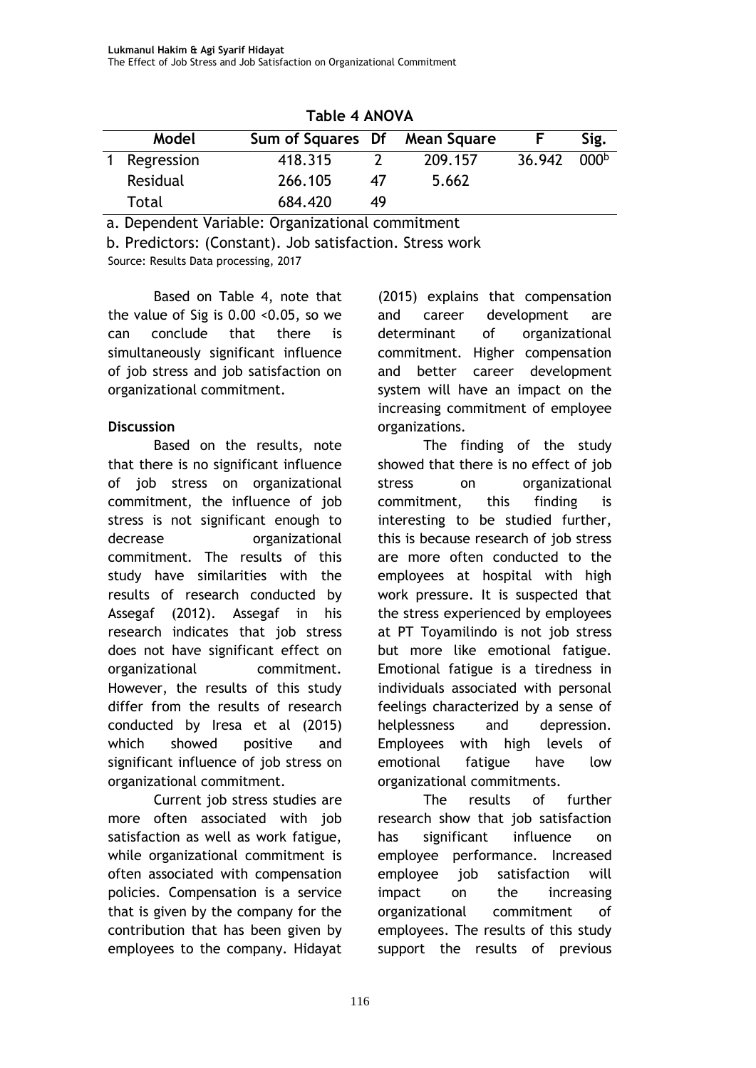**Table 4 ANOVA**

| Model | Sum of Squares | Df | Mean Square | F | Sig. |
|---|---|---|---|---|---|
| 1 Regression | 418.315 | 2 | 209.157 | 36.942 | 000[b] |
| Residual | 266.105 | 47 | 5.662 | | |
| Total | 684.420 | 49 | | | |

a. Dependent Variable: Organizational commitment

b. Predictors: (Constant). Job satisfaction. Stress work

Source: Results Data processing, 2017

Based on Table 4, note that the value of Sig is 0.00 <0.05, so we can conclude that there is simultaneously significant influence of job stress and job satisfaction on organizational commitment.

**Discussion**

Based on the results, note that there is no significant influence of job stress on organizational commitment, the influence of job stress is not significant enough to decrease organizational commitment. The results of this study have similarities with the results of research conducted by Assegaf (2012). Assegaf in his research indicates that job stress does not have significant effect on organizational commitment. However, the results of this study differ from the results of research conducted by Iresa et al (2015) which showed positive and significant influence of job stress on organizational commitment.

Current job stress studies are more often associated with job satisfaction as well as work fatigue, while organizational commitment is often associated with compensation policies. Compensation is a service that is given by the company for the contribution that has been given by employees to the company. Hidayat (2015) explains that compensation and career development are determinant of organizational commitment. Higher compensation and better career development system will have an impact on the increasing commitment of employee organizations.

The finding of the study showed that there is no effect of job stress on organizational commitment, this finding is interesting to be studied further, this is because research of job stress are more often conducted to the employees at hospital with high work pressure. It is suspected that the stress experienced by employees at PT Toyamilindo is not job stress but more like emotional fatigue. Emotional fatigue is a tiredness in individuals associated with personal feelings characterized by a sense of helplessness and depression. Employees with high levels of emotional fatigue have low organizational commitments.

The results of further research show that job satisfaction has significant influence on employee performance. Increased employee job satisfaction will impact on the increasing organizational commitment of employees. The results of this study support the results of previous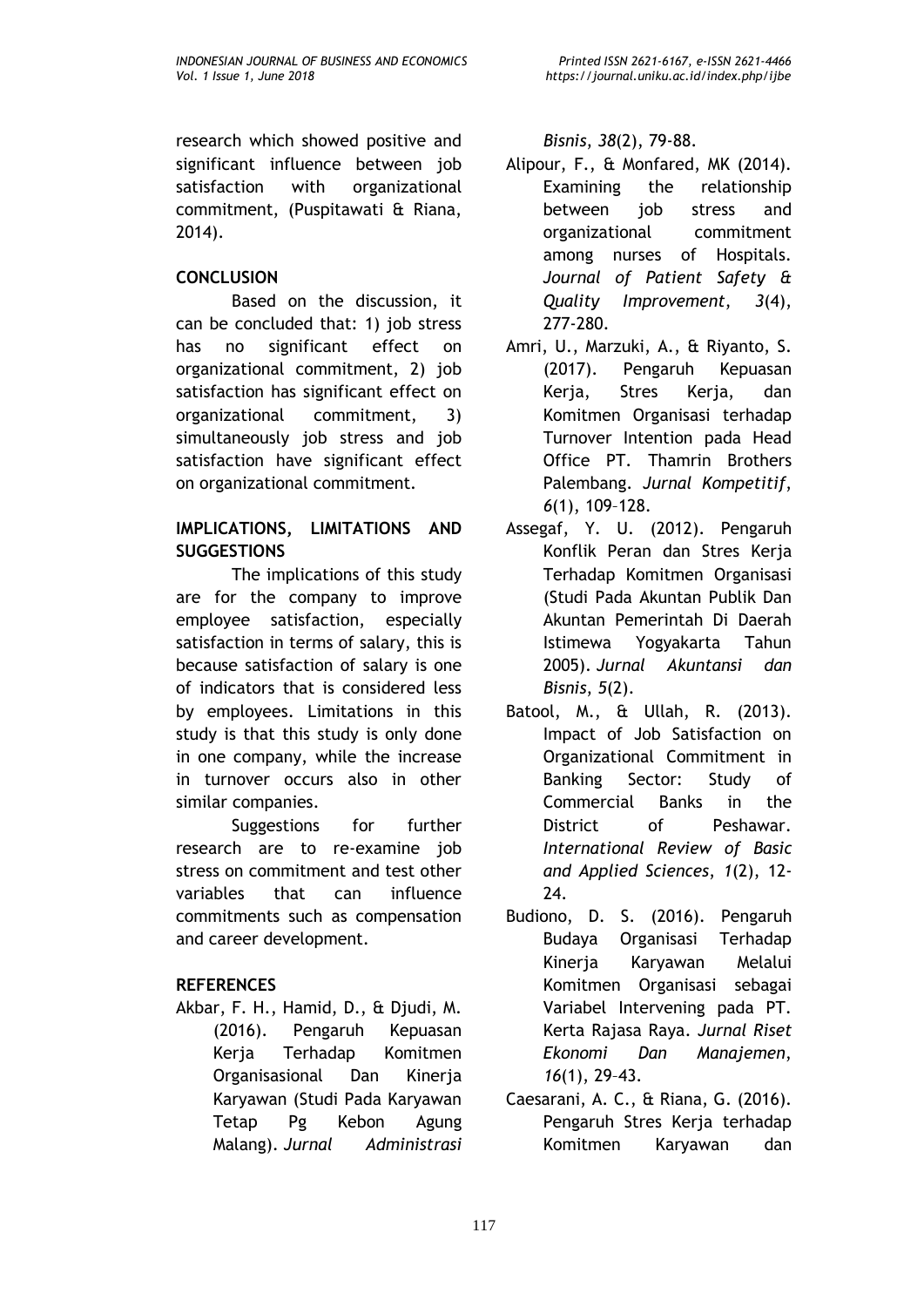research which showed positive and significant influence between job satisfaction with organizational commitment, (Puspitawati & Riana, 2014).

## CONCLUSION

Based on the discussion, it can be concluded that: 1) job stress has no significant effect on organizational commitment, 2) job satisfaction has significant effect on organizational commitment, 3) simultaneously job stress and job satisfaction have significant effect on organizational commitment.

## IMPLICATIONS, LIMITATIONS AND SUGGESTIONS

The implications of this study are for the company to improve employee satisfaction, especially satisfaction in terms of salary, this is because satisfaction of salary is one of indicators that is considered less by employees. Limitations in this study is that this study is only done in one company, while the increase in turnover occurs also in other similar companies.

Suggestions for further research are to re-examine job stress on commitment and test other variables that can influence commitments such as compensation and career development.

## REFERENCES

Akbar, F. H., Hamid, D., & Djudi, M. (2016). Pengaruh Kepuasan Kerja Terhadap Komitmen Organisasional Dan Kinerja Karyawan (Studi Pada Karyawan Tetap Pg Kebon Agung Malang). *Jurnal Administrasi Bisnis*, *38*(2), 79-88.

Alipour, F., & Monfared, MK (2014). Examining the relationship between job stress and organizational commitment among nurses of Hospitals. *Journal of Patient Safety & Quality Improvement*, *3*(4), 277-280.

Amri, U., Marzuki, A., & Riyanto, S. (2017). Pengaruh Kepuasan Kerja, Stres Kerja, dan Komitmen Organisasi terhadap Turnover Intention pada Head Office PT. Thamrin Brothers Palembang. *Jurnal Kompetitif*, *6*(1), 109–128.

Assegaf, Y. U. (2012). Pengaruh Konflik Peran dan Stres Kerja Terhadap Komitmen Organisasi (Studi Pada Akuntan Publik Dan Akuntan Pemerintah Di Daerah Istimewa Yogyakarta Tahun 2005). *Jurnal Akuntansi dan Bisnis*, *5*(2).

Batool, M., & Ullah, R. (2013). Impact of Job Satisfaction on Organizational Commitment in Banking Sector: Study of Commercial Banks in the District of Peshawar. *International Review of Basic and Applied Sciences*, *1*(2), 12-24.

Budiono, D. S. (2016). Pengaruh Budaya Organisasi Terhadap Kinerja Karyawan Melalui Komitmen Organisasi sebagai Variabel Intervening pada PT. Kerta Rajasa Raya. *Jurnal Riset Ekonomi Dan Manajemen*, *16*(1), 29–43.

Caesarani, A. C., & Riana, G. (2016). Pengaruh Stres Kerja terhadap Komitmen Karyawan dan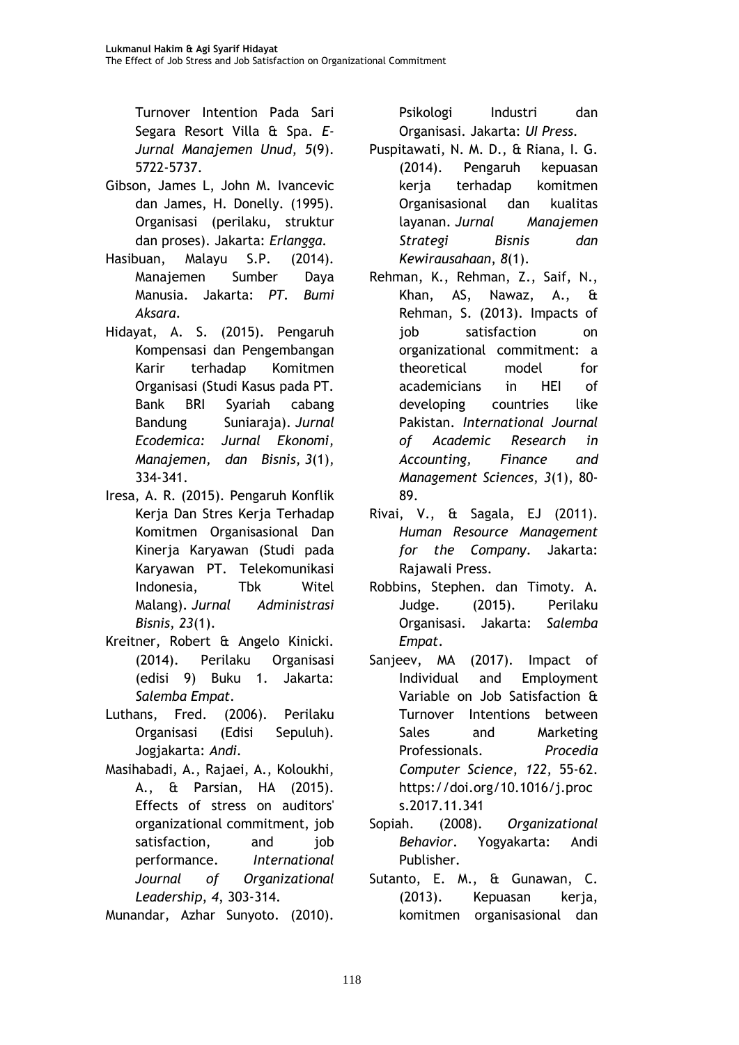Turnover Intention Pada Sari Segara Resort Villa & Spa. *E-Jurnal Manajemen Unud*, *5*(9). 5722-5737.

Gibson, James L, John M. Ivancevic dan James, H. Donelly. (1995). Organisasi (perilaku, struktur dan proses). Jakarta: *Erlangga.*

Hasibuan, Malayu S.P. (2014). Manajemen Sumber Daya Manusia. Jakarta: *PT. Bumi Aksara.*

Hidayat, A. S. (2015). Pengaruh Kompensasi dan Pengembangan Karir terhadap Komitmen Organisasi (Studi Kasus pada PT. Bank BRI Syariah cabang Bandung Suniaraja). *Jurnal Ecodemica: Jurnal Ekonomi, Manajemen, dan Bisnis*, *3*(1), 334-341.

Iresa, A. R. (2015). Pengaruh Konflik Kerja Dan Stres Kerja Terhadap Komitmen Organisasional Dan Kinerja Karyawan (Studi pada Karyawan PT. Telekomunikasi Indonesia, Tbk Witel Malang). *Jurnal Administrasi Bisnis*, *23*(1).

Kreitner, Robert & Angelo Kinicki. (2014). Perilaku Organisasi (edisi 9) Buku 1. Jakarta: *Salemba Empat*.

Luthans, Fred. (2006). Perilaku Organisasi (Edisi Sepuluh). Jogjakarta: *Andi.*

Masihabadi, A., Rajaei, A., Koloukhi, A., & Parsian, HA (2015). Effects of stress on auditors' organizational commitment, job satisfaction, and job performance. *International Journal of Organizational Leadership*, *4*, 303-314.

Munandar, Azhar Sunyoto. (2010). Psikologi Industri dan Organisasi. Jakarta: *UI Press.*

Puspitawati, N. M. D., & Riana, I. G. (2014). Pengaruh kepuasan kerja terhadap komitmen Organisasional dan kualitas layanan. *Jurnal Manajemen Strategi Bisnis dan Kewirausahaan*, *8*(1).

Rehman, K., Rehman, Z., Saif, N., Khan, AS, Nawaz, A., & Rehman, S. (2013). Impacts of job satisfaction on organizational commitment: a theoretical model for academicians in HEI of developing countries like Pakistan. *International Journal of Academic Research in Accounting, Finance and Management Sciences*, *3*(1), 80-89.

Rivai, V., & Sagala, EJ (2011). *Human Resource Management for the Company*. Jakarta: Rajawali Press.

Robbins, Stephen. dan Timoty. A. Judge. (2015). Perilaku Organisasi. Jakarta: *Salemba Empat*.

Sanjeev, MA (2017). Impact of Individual and Employment Variable on Job Satisfaction & Turnover Intentions between Sales and Marketing Professionals. *Procedia Computer Science*, *122*, 55-62. https://doi.org/10.1016/j.procs.2017.11.341

Sopiah. (2008). *Organizational Behavior*. Yogyakarta: Andi Publisher.

Sutanto, E. M., & Gunawan, C. (2013). Kepuasan kerja, komitmen organisasional dan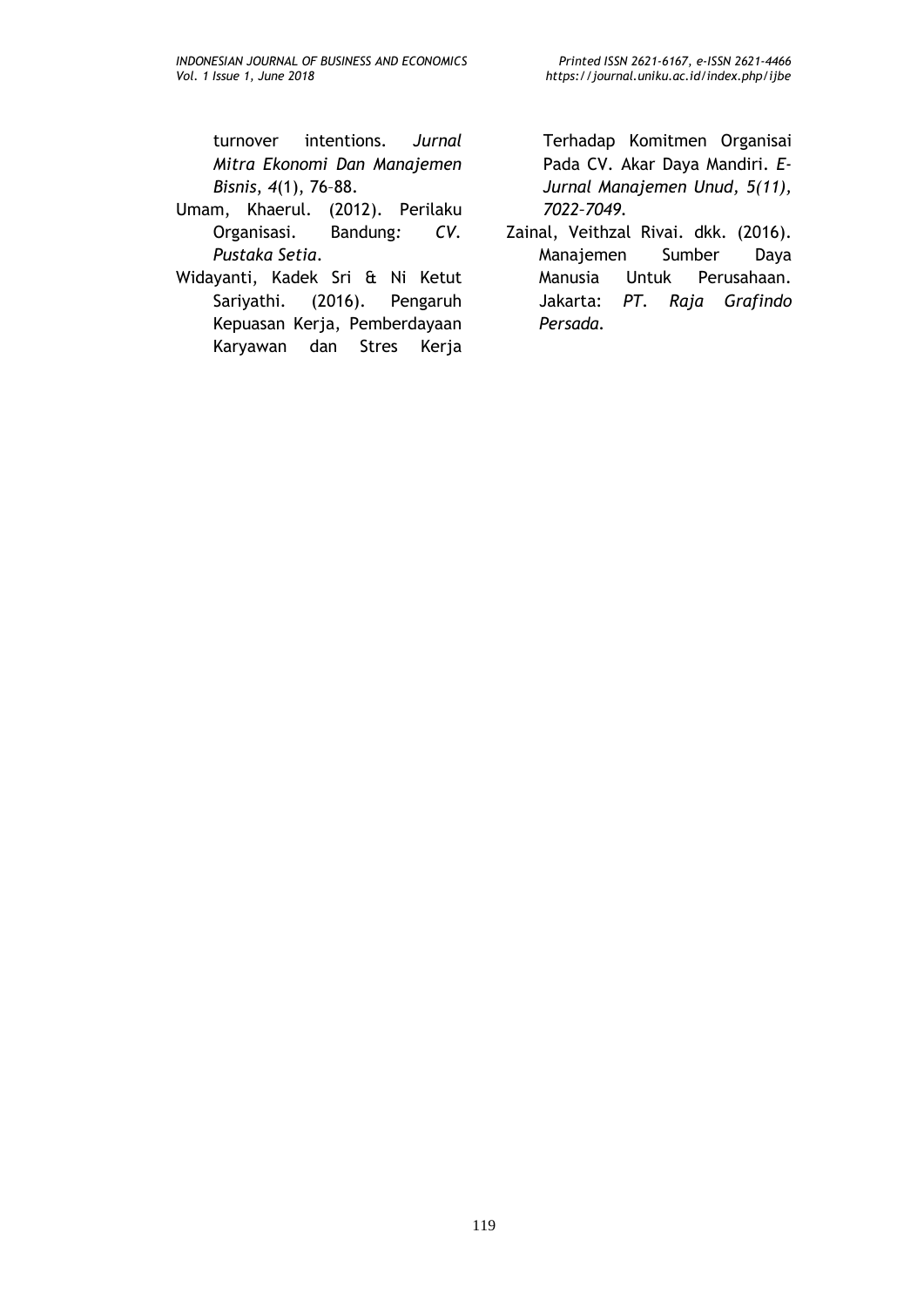turnover intentions. *Jurnal Mitra Ekonomi Dan Manajemen Bisnis*, *4*(1), 76–88.

Umam, Khaerul. (2012). Perilaku Organisasi. Bandung: *CV. Pustaka Setia*.

Widayanti, Kadek Sri & Ni Ketut Sariyathi. (2016). Pengaruh Kepuasan Kerja, Pemberdayaan Karyawan dan Stres Kerja Terhadap Komitmen Organisai Pada CV. Akar Daya Mandiri. *E-Jurnal Manajemen Unud, 5(11), 7022–7049.*

Zainal, Veithzal Rivai. dkk. (2016). Manajemen Sumber Daya Manusia Untuk Perusahaan. Jakarta: *PT. Raja Grafindo Persada.*